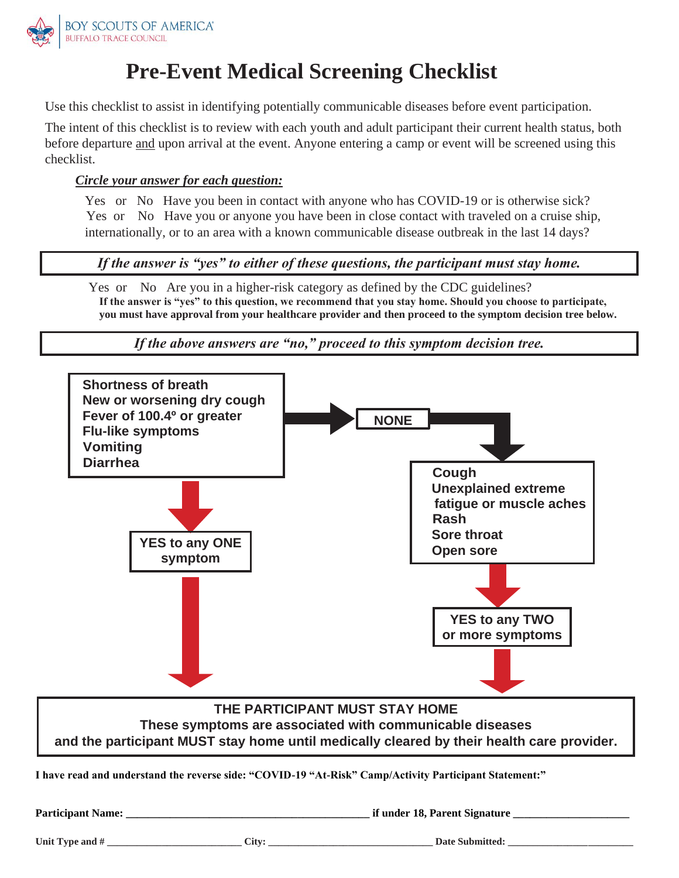BOY SCOUTS OF AMERICA
BUFFALO TRACE COUNCIL

# Pre-Event Medical Screening Checklist

Use this checklist to assist in identifying potentially communicable diseases before event participation.

The intent of this checklist is to review with each youth and adult participant their current health status, both before departure and upon arrival at the event. Anyone entering a camp or event will be screened using this checklist.

***Circle your answer for each question:***

Yes or No Have you been in contact with anyone who has COVID-19 or is otherwise sick?

Yes or No Have you or anyone you have been in close contact with traveled on a cruise ship, internationally, or to an area with a known communicable disease outbreak in the last 14 days?

***If the answer is "yes" to either of these questions, the participant must stay home.***

Yes or No Are you in a higher-risk category as defined by the CDC guidelines?

**If the answer is "yes" to this question, we recommend that you stay home. Should you choose to participate, you must have approval from your healthcare provider and then proceed to the symptom decision tree below.**

***If the above answers are "no," proceed to this symptom decision tree.***

**Shortness of breath**
**New or worsening dry cough**
**Fever of 100.4º or greater**
**Flu-like symptoms**
**Vomiting**
**Diarrhea**

→ **YES to any ONE symptom** → THE PARTICIPANT MUST STAY HOME

→ **NONE** → proceed to:

**Cough**
**Unexplained extreme fatigue or muscle aches**
**Rash**
**Sore throat**
**Open sore**

→ **YES to any TWO or more symptoms** → THE PARTICIPANT MUST STAY HOME

**THE PARTICIPANT MUST STAY HOME**
**These symptoms are associated with communicable diseases and the participant MUST stay home until medically cleared by their health care provider.**

**I have read and understand the reverse side: "COVID-19 "At-Risk" Camp/Activity Participant Statement:"**

**Participant Name:** ____________________________________________ **if under 18, Parent Signature** ____________________

**Unit Type and #** __________________________ **City:** _______________________________ **Date Submitted:** ________________________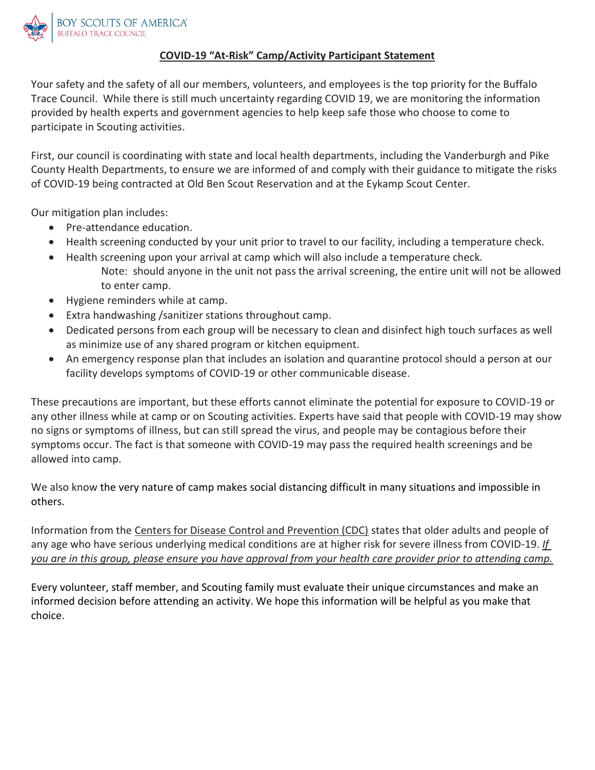BOY SCOUTS OF AMERICA
BUFFALO TRACE COUNCIL

## COVID-19 "At-Risk" Camp/Activity Participant Statement

Your safety and the safety of all our members, volunteers, and employees is the top priority for the Buffalo Trace Council. While there is still much uncertainty regarding COVID 19, we are monitoring the information provided by health experts and government agencies to help keep safe those who choose to come to participate in Scouting activities.

First, our council is coordinating with state and local health departments, including the Vanderburgh and Pike County Health Departments, to ensure we are informed of and comply with their guidance to mitigate the risks of COVID-19 being contracted at Old Ben Scout Reservation and at the Eykamp Scout Center.

Our mitigation plan includes:

- Pre-attendance education.
- Health screening conducted by your unit prior to travel to our facility, including a temperature check.
- Health screening upon your arrival at camp which will also include a temperature check.
  Note: should anyone in the unit not pass the arrival screening, the entire unit will not be allowed to enter camp.
- Hygiene reminders while at camp.
- Extra handwashing /sanitizer stations throughout camp.
- Dedicated persons from each group will be necessary to clean and disinfect high touch surfaces as well as minimize use of any shared program or kitchen equipment.
- An emergency response plan that includes an isolation and quarantine protocol should a person at our facility develops symptoms of COVID-19 or other communicable disease.

These precautions are important, but these efforts cannot eliminate the potential for exposure to COVID-19 or any other illness while at camp or on Scouting activities. Experts have said that people with COVID-19 may show no signs or symptoms of illness, but can still spread the virus, and people may be contagious before their symptoms occur. The fact is that someone with COVID-19 may pass the required health screenings and be allowed into camp.

We also know the very nature of camp makes social distancing difficult in many situations and impossible in others.

Information from the Centers for Disease Control and Prevention (CDC) states that older adults and people of any age who have serious underlying medical conditions are at higher risk for severe illness from COVID-19. *If you are in this group, please ensure you have approval from your health care provider prior to attending camp.*

Every volunteer, staff member, and Scouting family must evaluate their unique circumstances and make an informed decision before attending an activity. We hope this information will be helpful as you make that choice.